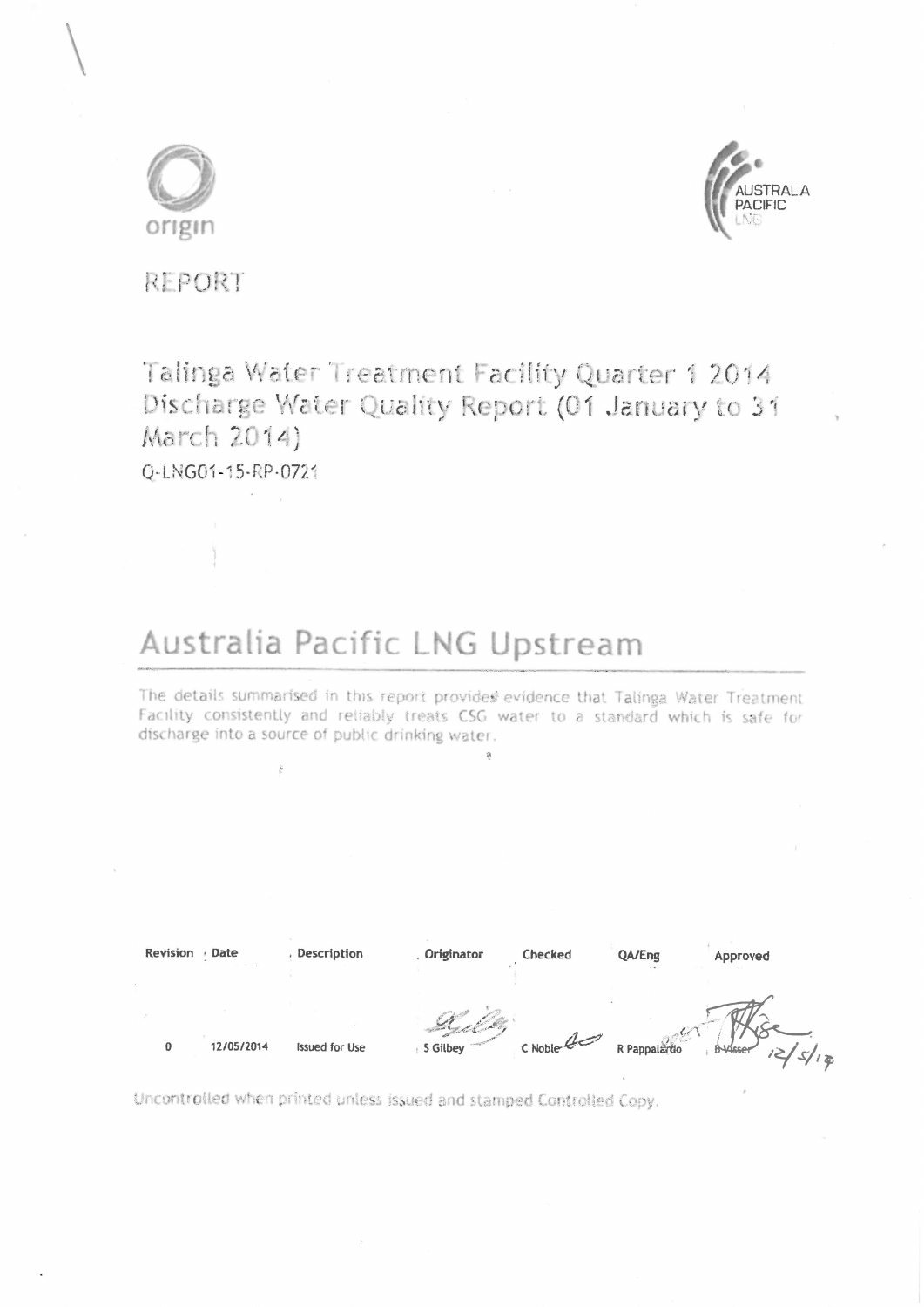origin

AUSTRALIA PACIFIC LNG

REPORT

# Talinga Water Treatment Facility Quarter 1 2014 Discharge Water Quality Report (01 January to 31 March 2014)

Q-LNG01-15-RP-0721

## Australia Pacific LNG Upstream

The details summarised in this report provides evidence that Talinga Water Treatment Facility consistently and reliably treats CSG water to a standard which is safe for discharge into a source of public drinking water.

| Revision | Date | Description | Originator | Checked | QA/Eng | Approved |
|---|---|---|---|---|---|---|
| 0 | 12/05/2014 | Issued for Use | S Gilbey | C Noble | R Pappalardo | B Visser 12/5/14 |

Uncontrolled when printed unless issued and stamped Controlled Copy.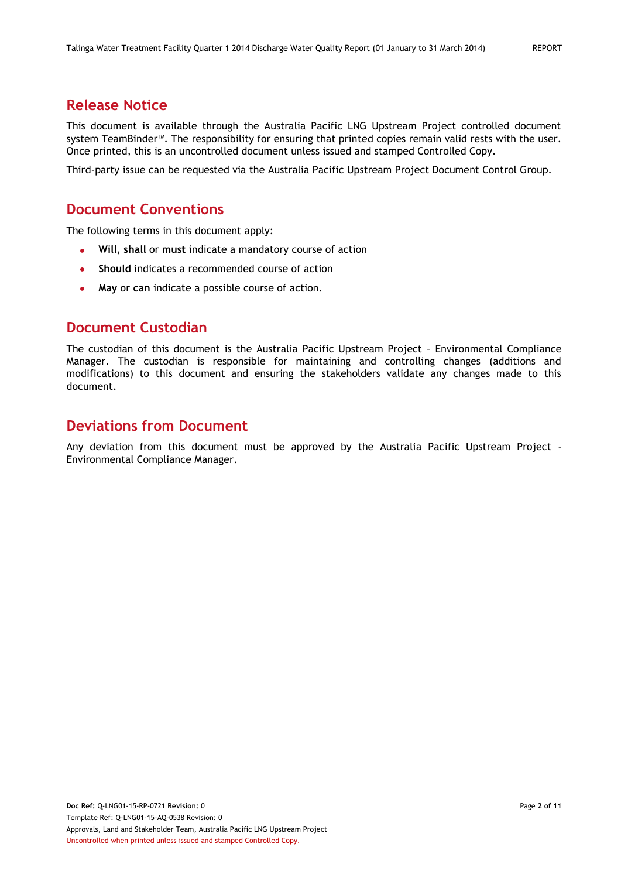## Release Notice

This document is available through the Australia Pacific LNG Upstream Project controlled document system TeamBinder™. The responsibility for ensuring that printed copies remain valid rests with the user. Once printed, this is an uncontrolled document unless issued and stamped Controlled Copy.

Third-party issue can be requested via the Australia Pacific Upstream Project Document Control Group.

## Document Conventions

The following terms in this document apply:

- **Will**, **shall** or **must** indicate a mandatory course of action
- **Should** indicates a recommended course of action
- **May** or **can** indicate a possible course of action.

## Document Custodian

The custodian of this document is the Australia Pacific Upstream Project – Environmental Compliance Manager. The custodian is responsible for maintaining and controlling changes (additions and modifications) to this document and ensuring the stakeholders validate any changes made to this document.

## Deviations from Document

Any deviation from this document must be approved by the Australia Pacific Upstream Project - Environmental Compliance Manager.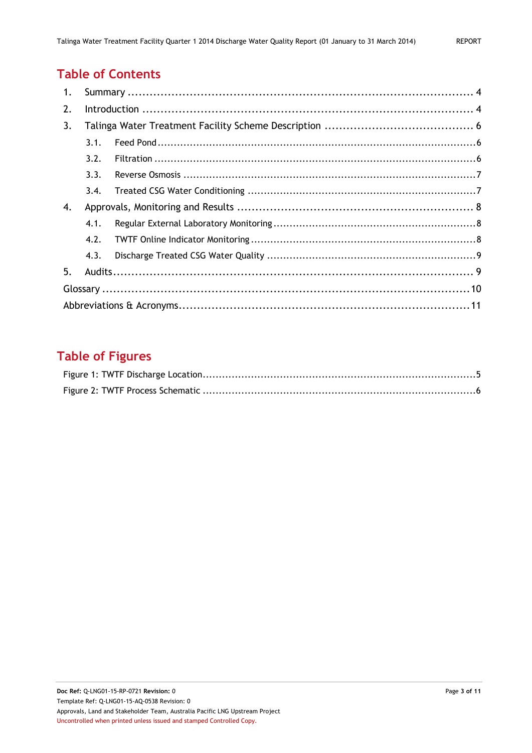# Table of Contents

1. Summary ........................................................................................ 4
2. Introduction ................................................................................... 4
3. Talinga Water Treatment Facility Scheme Description ......................................... 6
   - 3.1. Feed Pond ........................................................................................6
   - 3.2. Filtration ........................................................................................6
   - 3.3. Reverse Osmosis ...............................................................................7
   - 3.4. Treated CSG Water Conditioning ...........................................................7
4. Approvals, Monitoring and Results ................................................................ 8
   - 4.1. Regular External Laboratory Monitoring ..................................................8
   - 4.2. TWTF Online Indicator Monitoring .........................................................8
   - 4.3. Discharge Treated CSG Water Quality .....................................................9
5. Audits............................................................................................ 9

Glossary ........................................................................................... 10

Abbreviations & Acronyms.................................................................... 11

# Table of Figures

Figure 1: TWTF Discharge Location....................................................................5

Figure 2: TWTF Process Schematic ....................................................................6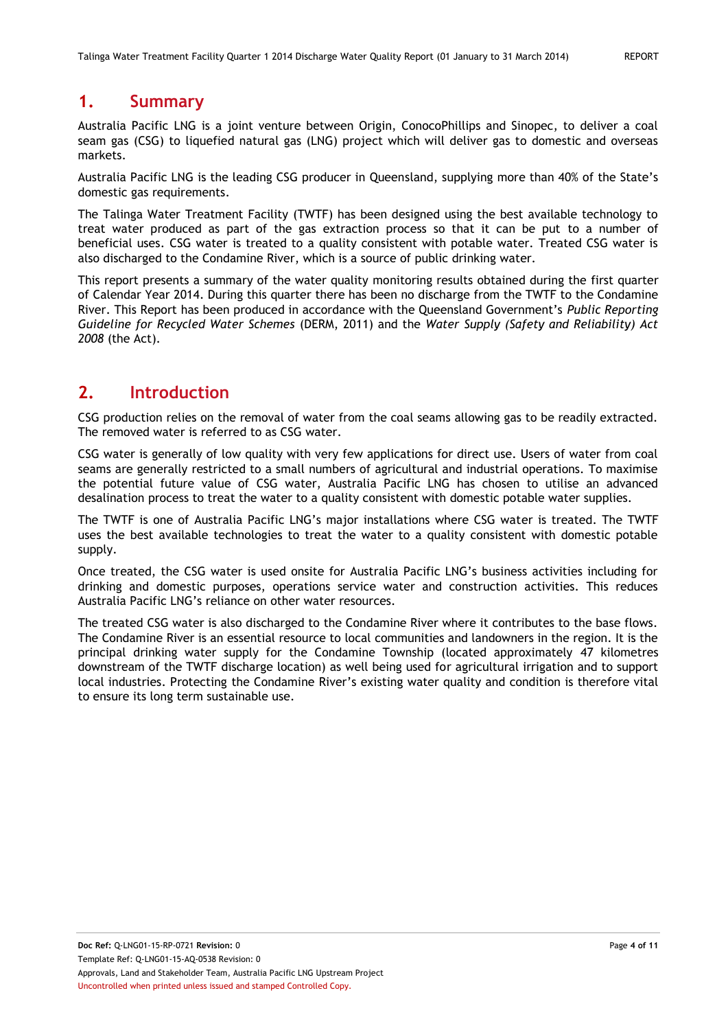# 1. Summary

Australia Pacific LNG is a joint venture between Origin, ConocoPhillips and Sinopec, to deliver a coal seam gas (CSG) to liquefied natural gas (LNG) project which will deliver gas to domestic and overseas markets.

Australia Pacific LNG is the leading CSG producer in Queensland, supplying more than 40% of the State's domestic gas requirements.

The Talinga Water Treatment Facility (TWTF) has been designed using the best available technology to treat water produced as part of the gas extraction process so that it can be put to a number of beneficial uses. CSG water is treated to a quality consistent with potable water. Treated CSG water is also discharged to the Condamine River, which is a source of public drinking water.

This report presents a summary of the water quality monitoring results obtained during the first quarter of Calendar Year 2014. During this quarter there has been no discharge from the TWTF to the Condamine River. This Report has been produced in accordance with the Queensland Government's *Public Reporting Guideline for Recycled Water Schemes* (DERM, 2011) and the *Water Supply (Safety and Reliability) Act 2008* (the Act).

# 2. Introduction

CSG production relies on the removal of water from the coal seams allowing gas to be readily extracted. The removed water is referred to as CSG water.

CSG water is generally of low quality with very few applications for direct use. Users of water from coal seams are generally restricted to a small numbers of agricultural and industrial operations. To maximise the potential future value of CSG water, Australia Pacific LNG has chosen to utilise an advanced desalination process to treat the water to a quality consistent with domestic potable water supplies.

The TWTF is one of Australia Pacific LNG's major installations where CSG water is treated. The TWTF uses the best available technologies to treat the water to a quality consistent with domestic potable supply.

Once treated, the CSG water is used onsite for Australia Pacific LNG's business activities including for drinking and domestic purposes, operations service water and construction activities. This reduces Australia Pacific LNG's reliance on other water resources.

The treated CSG water is also discharged to the Condamine River where it contributes to the base flows. The Condamine River is an essential resource to local communities and landowners in the region. It is the principal drinking water supply for the Condamine Township (located approximately 47 kilometres downstream of the TWTF discharge location) as well being used for agricultural irrigation and to support local industries. Protecting the Condamine River's existing water quality and condition is therefore vital to ensure its long term sustainable use.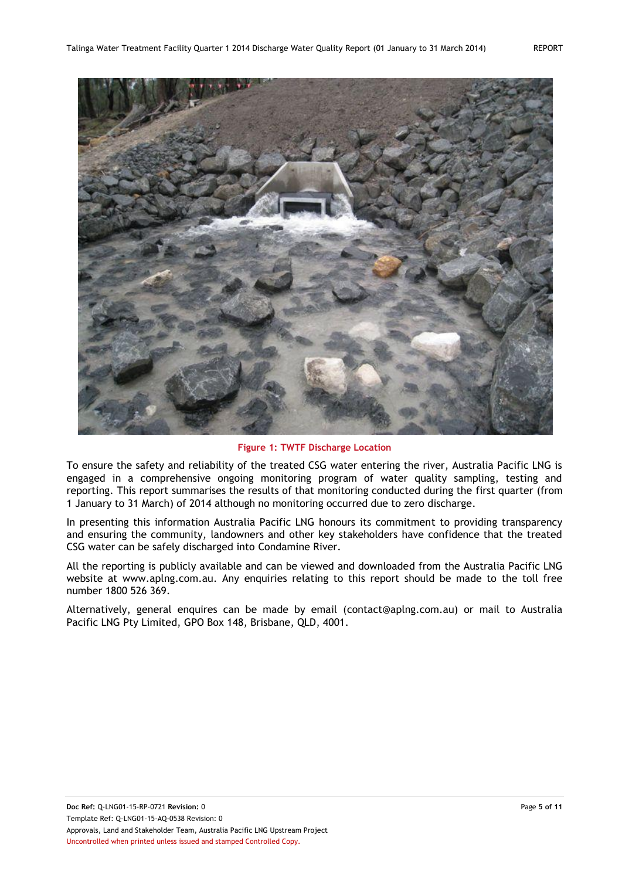**Figure 1: TWTF Discharge Location**

To ensure the safety and reliability of the treated CSG water entering the river, Australia Pacific LNG is engaged in a comprehensive ongoing monitoring program of water quality sampling, testing and reporting. This report summarises the results of that monitoring conducted during the first quarter (from 1 January to 31 March) of 2014 although no monitoring occurred due to zero discharge.

In presenting this information Australia Pacific LNG honours its commitment to providing transparency and ensuring the community, landowners and other key stakeholders have confidence that the treated CSG water can be safely discharged into Condamine River.

All the reporting is publicly available and can be viewed and downloaded from the Australia Pacific LNG website at www.aplng.com.au. Any enquiries relating to this report should be made to the toll free number 1800 526 369.

Alternatively, general enquires can be made by email (contact@aplng.com.au) or mail to Australia Pacific LNG Pty Limited, GPO Box 148, Brisbane, QLD, 4001.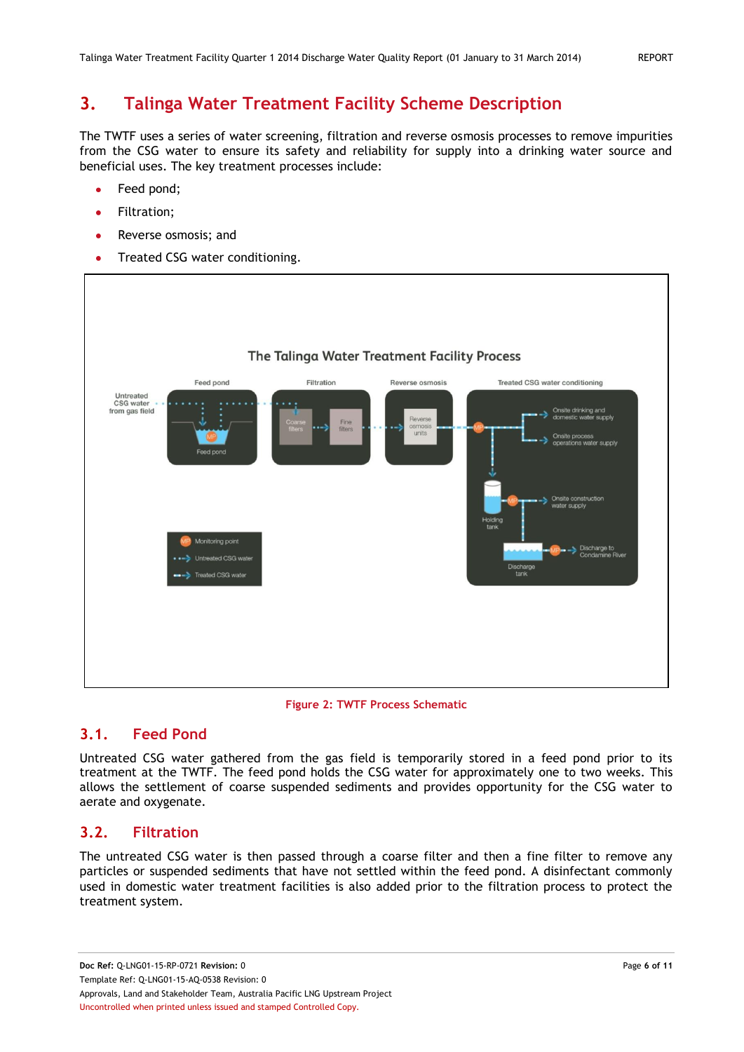# 3. Talinga Water Treatment Facility Scheme Description

The TWTF uses a series of water screening, filtration and reverse osmosis processes to remove impurities from the CSG water to ensure its safety and reliability for supply into a drinking water source and beneficial uses. The key treatment processes include:

- Feed pond;
- Filtration;
- Reverse osmosis; and
- Treated CSG water conditioning.

Figure 2: TWTF Process Schematic

## 3.1. Feed Pond

Untreated CSG water gathered from the gas field is temporarily stored in a feed pond prior to its treatment at the TWTF. The feed pond holds the CSG water for approximately one to two weeks. This allows the settlement of coarse suspended sediments and provides opportunity for the CSG water to aerate and oxygenate.

## 3.2. Filtration

The untreated CSG water is then passed through a coarse filter and then a fine filter to remove any particles or suspended sediments that have not settled within the feed pond. A disinfectant commonly used in domestic water treatment facilities is also added prior to the filtration process to protect the treatment system.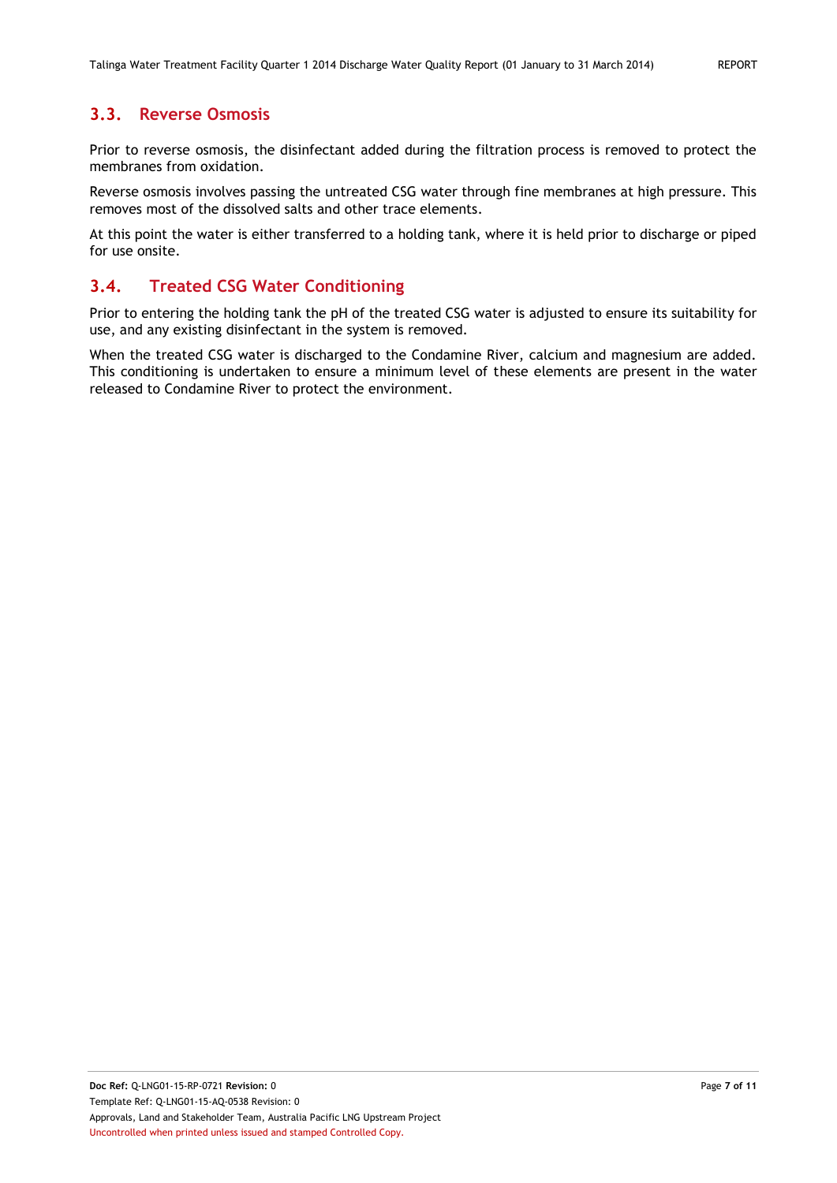## 3.3. Reverse Osmosis

Prior to reverse osmosis, the disinfectant added during the filtration process is removed to protect the membranes from oxidation.

Reverse osmosis involves passing the untreated CSG water through fine membranes at high pressure. This removes most of the dissolved salts and other trace elements.

At this point the water is either transferred to a holding tank, where it is held prior to discharge or piped for use onsite.

## 3.4. Treated CSG Water Conditioning

Prior to entering the holding tank the pH of the treated CSG water is adjusted to ensure its suitability for use, and any existing disinfectant in the system is removed.

When the treated CSG water is discharged to the Condamine River, calcium and magnesium are added. This conditioning is undertaken to ensure a minimum level of these elements are present in the water released to Condamine River to protect the environment.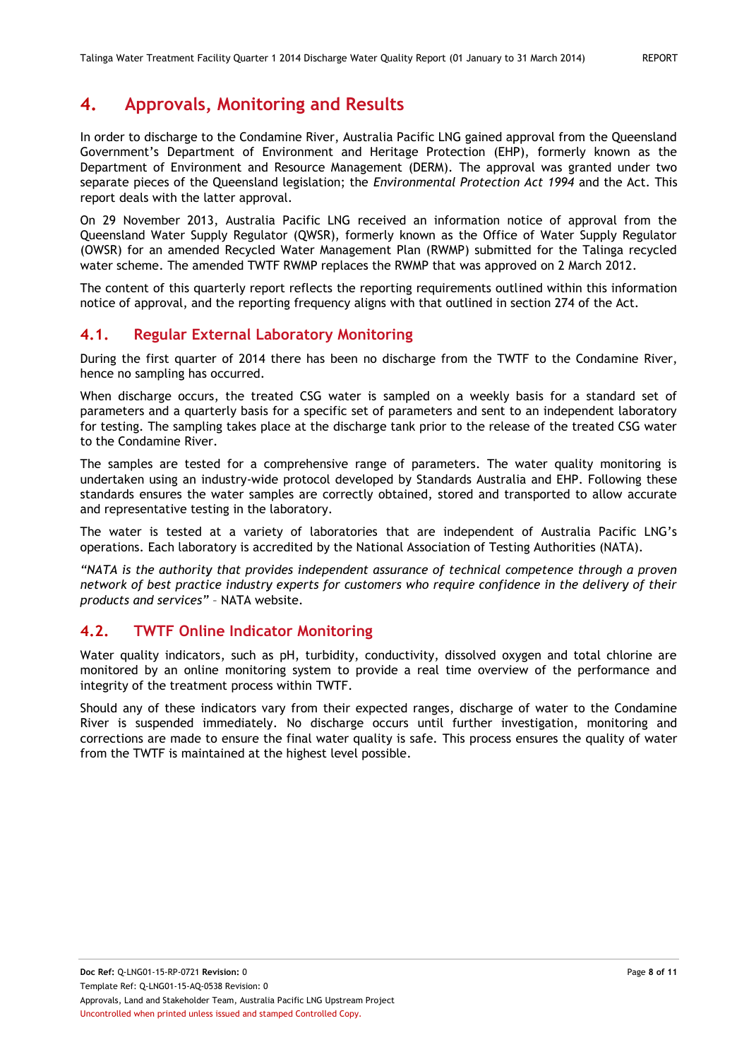# 4. Approvals, Monitoring and Results

In order to discharge to the Condamine River, Australia Pacific LNG gained approval from the Queensland Government's Department of Environment and Heritage Protection (EHP), formerly known as the Department of Environment and Resource Management (DERM). The approval was granted under two separate pieces of the Queensland legislation; the *Environmental Protection Act 1994* and the Act. This report deals with the latter approval.

On 29 November 2013, Australia Pacific LNG received an information notice of approval from the Queensland Water Supply Regulator (QWSR), formerly known as the Office of Water Supply Regulator (OWSR) for an amended Recycled Water Management Plan (RWMP) submitted for the Talinga recycled water scheme. The amended TWTF RWMP replaces the RWMP that was approved on 2 March 2012.

The content of this quarterly report reflects the reporting requirements outlined within this information notice of approval, and the reporting frequency aligns with that outlined in section 274 of the Act.

## 4.1. Regular External Laboratory Monitoring

During the first quarter of 2014 there has been no discharge from the TWTF to the Condamine River, hence no sampling has occurred.

When discharge occurs, the treated CSG water is sampled on a weekly basis for a standard set of parameters and a quarterly basis for a specific set of parameters and sent to an independent laboratory for testing. The sampling takes place at the discharge tank prior to the release of the treated CSG water to the Condamine River.

The samples are tested for a comprehensive range of parameters. The water quality monitoring is undertaken using an industry-wide protocol developed by Standards Australia and EHP. Following these standards ensures the water samples are correctly obtained, stored and transported to allow accurate and representative testing in the laboratory.

The water is tested at a variety of laboratories that are independent of Australia Pacific LNG's operations. Each laboratory is accredited by the National Association of Testing Authorities (NATA).

*"NATA is the authority that provides independent assurance of technical competence through a proven network of best practice industry experts for customers who require confidence in the delivery of their products and services"* – NATA website.

## 4.2. TWTF Online Indicator Monitoring

Water quality indicators, such as pH, turbidity, conductivity, dissolved oxygen and total chlorine are monitored by an online monitoring system to provide a real time overview of the performance and integrity of the treatment process within TWTF.

Should any of these indicators vary from their expected ranges, discharge of water to the Condamine River is suspended immediately. No discharge occurs until further investigation, monitoring and corrections are made to ensure the final water quality is safe. This process ensures the quality of water from the TWTF is maintained at the highest level possible.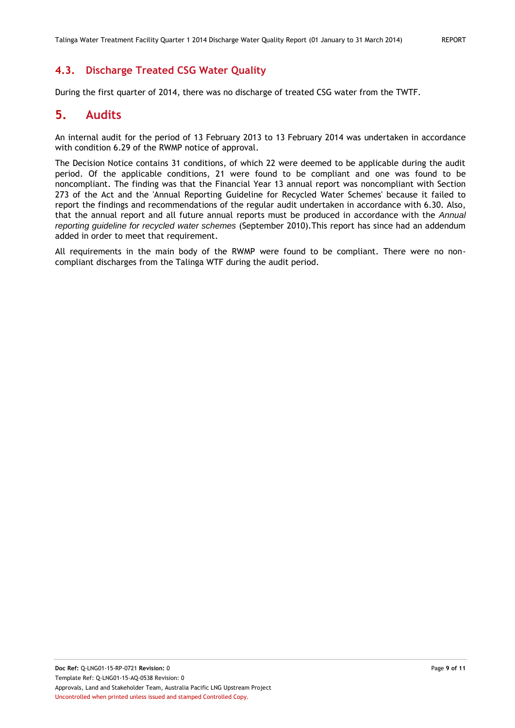## 4.3. Discharge Treated CSG Water Quality

During the first quarter of 2014, there was no discharge of treated CSG water from the TWTF.

# 5. Audits

An internal audit for the period of 13 February 2013 to 13 February 2014 was undertaken in accordance with condition 6.29 of the RWMP notice of approval.

The Decision Notice contains 31 conditions, of which 22 were deemed to be applicable during the audit period. Of the applicable conditions, 21 were found to be compliant and one was found to be noncompliant. The finding was that the Financial Year 13 annual report was noncompliant with Section 273 of the Act and the 'Annual Reporting Guideline for Recycled Water Schemes' because it failed to report the findings and recommendations of the regular audit undertaken in accordance with 6.30. Also, that the annual report and all future annual reports must be produced in accordance with the *Annual reporting guideline for recycled water schemes* (September 2010).This report has since had an addendum added in order to meet that requirement.

All requirements in the main body of the RWMP were found to be compliant. There were no non-compliant discharges from the Talinga WTF during the audit period.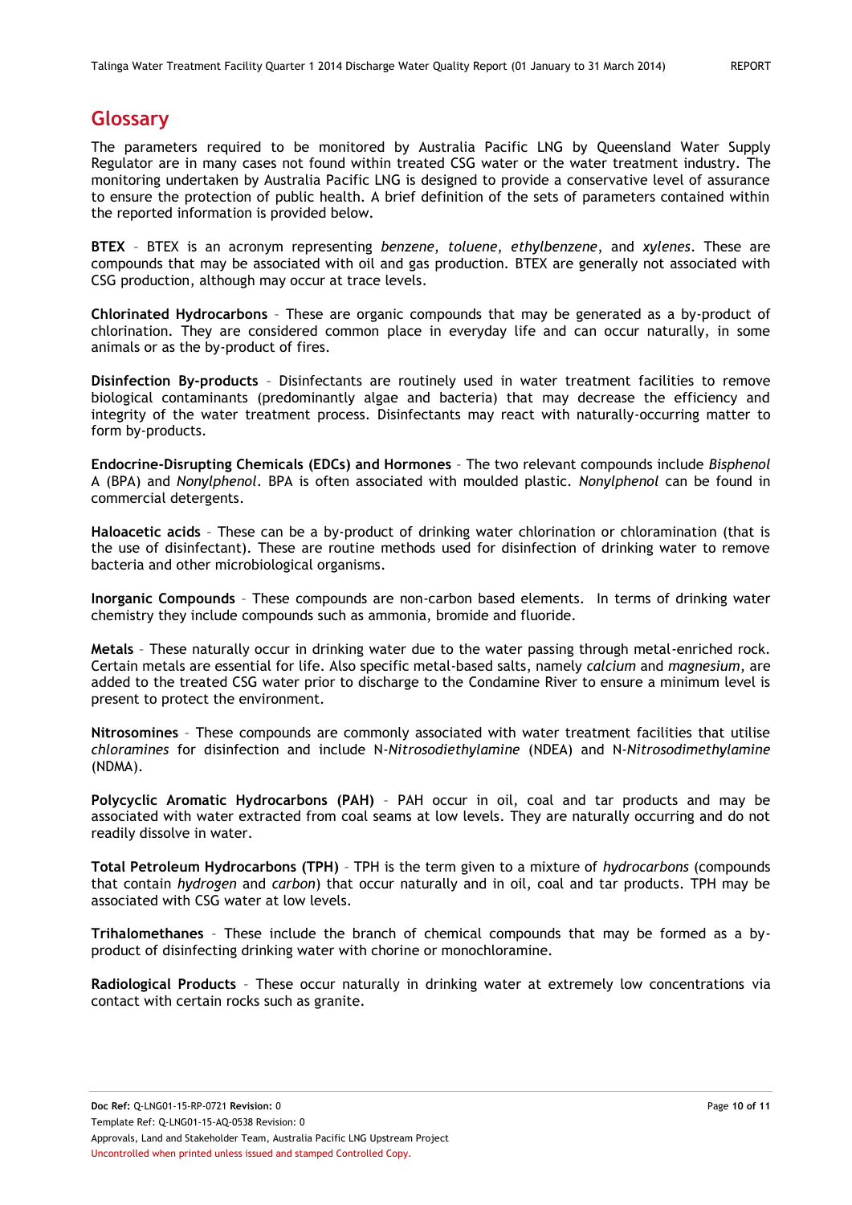## Glossary

The parameters required to be monitored by Australia Pacific LNG by Queensland Water Supply Regulator are in many cases not found within treated CSG water or the water treatment industry. The monitoring undertaken by Australia Pacific LNG is designed to provide a conservative level of assurance to ensure the protection of public health. A brief definition of the sets of parameters contained within the reported information is provided below.

**BTEX** – BTEX is an acronym representing *benzene*, *toluene*, *ethylbenzene*, and *xylenes*. These are compounds that may be associated with oil and gas production. BTEX are generally not associated with CSG production, although may occur at trace levels.

**Chlorinated Hydrocarbons** – These are organic compounds that may be generated as a by-product of chlorination. They are considered common place in everyday life and can occur naturally, in some animals or as the by-product of fires.

**Disinfection By-products** – Disinfectants are routinely used in water treatment facilities to remove biological contaminants (predominantly algae and bacteria) that may decrease the efficiency and integrity of the water treatment process. Disinfectants may react with naturally-occurring matter to form by-products.

**Endocrine-Disrupting Chemicals (EDCs) and Hormones** – The two relevant compounds include *Bisphenol* A (BPA) and *Nonylphenol*. BPA is often associated with moulded plastic. *Nonylphenol* can be found in commercial detergents.

**Haloacetic acids** – These can be a by-product of drinking water chlorination or chloramination (that is the use of disinfectant). These are routine methods used for disinfection of drinking water to remove bacteria and other microbiological organisms.

**Inorganic Compounds** – These compounds are non-carbon based elements. In terms of drinking water chemistry they include compounds such as ammonia, bromide and fluoride.

**Metals** – These naturally occur in drinking water due to the water passing through metal-enriched rock. Certain metals are essential for life. Also specific metal-based salts, namely *calcium* and *magnesium*, are added to the treated CSG water prior to discharge to the Condamine River to ensure a minimum level is present to protect the environment.

**Nitrosomines** – These compounds are commonly associated with water treatment facilities that utilise *chloramines* for disinfection and include N-*Nitrosodiethylamine* (NDEA) and N-*Nitrosodimethylamine* (NDMA).

**Polycyclic Aromatic Hydrocarbons (PAH)** – PAH occur in oil, coal and tar products and may be associated with water extracted from coal seams at low levels. They are naturally occurring and do not readily dissolve in water.

**Total Petroleum Hydrocarbons (TPH)** – TPH is the term given to a mixture of *hydrocarbons* (compounds that contain *hydrogen* and *carbon*) that occur naturally and in oil, coal and tar products. TPH may be associated with CSG water at low levels.

**Trihalomethanes** – These include the branch of chemical compounds that may be formed as a by-product of disinfecting drinking water with chorine or monochloramine.

**Radiological Products** – These occur naturally in drinking water at extremely low concentrations via contact with certain rocks such as granite.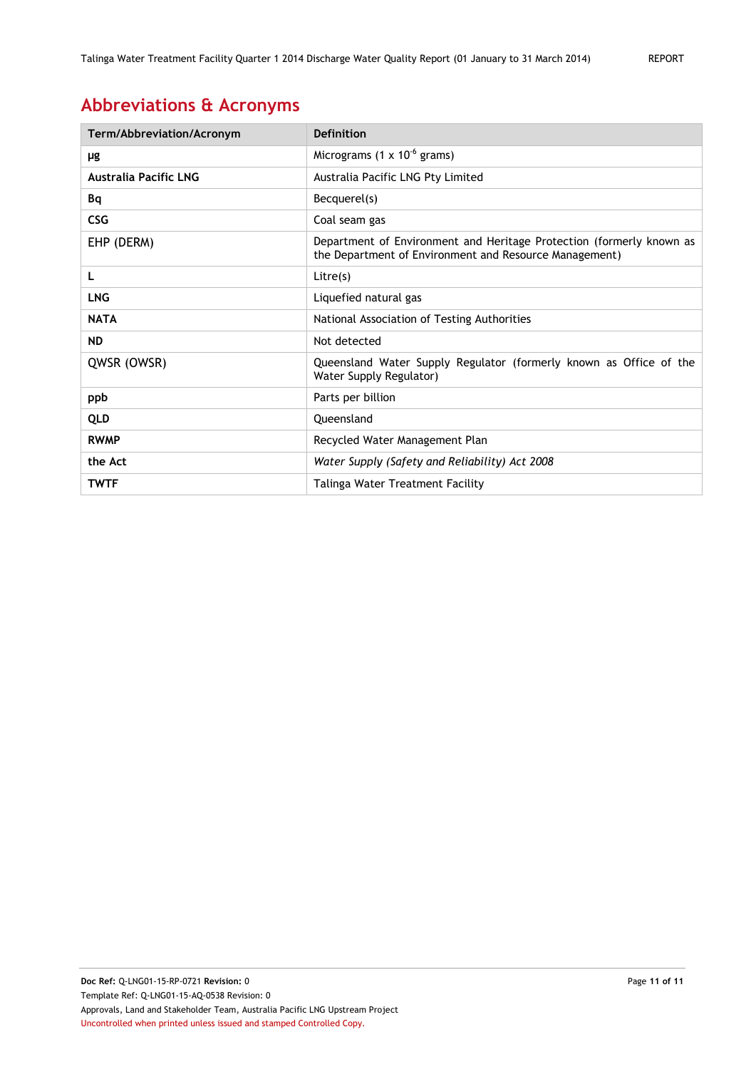## Abbreviations & Acronyms

| Term/Abbreviation/Acronym | Definition |
|---|---|
| **µg** | Micrograms (1 x $10^{-6}$ grams) |
| **Australia Pacific LNG** | Australia Pacific LNG Pty Limited |
| **Bq** | Becquerel(s) |
| **CSG** | Coal seam gas |
| EHP (DERM) | Department of Environment and Heritage Protection (formerly known as the Department of Environment and Resource Management) |
| **L** | Litre(s) |
| **LNG** | Liquefied natural gas |
| **NATA** | National Association of Testing Authorities |
| **ND** | Not detected |
| QWSR (OWSR) | Queensland Water Supply Regulator (formerly known as Office of the Water Supply Regulator) |
| **ppb** | Parts per billion |
| **QLD** | Queensland |
| **RWMP** | Recycled Water Management Plan |
| **the Act** | *Water Supply (Safety and Reliability) Act 2008* |
| **TWTF** | Talinga Water Treatment Facility |